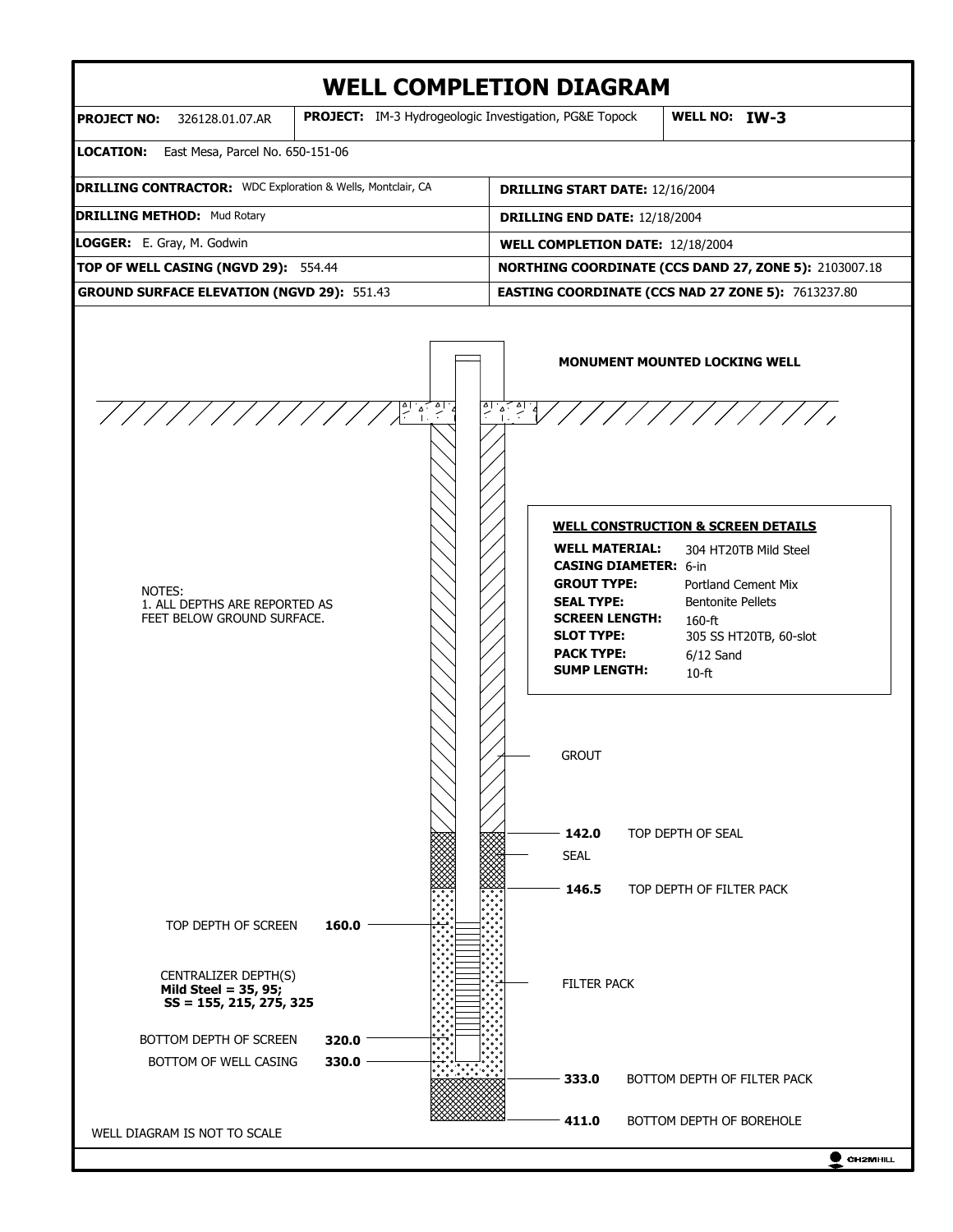# WELL COMPLETION DIAGRAM

| | | |
|---|---|---|
| **PROJECT NO:** 326128.01.07.AR | **PROJECT:** IM-3 Hydrogeologic Investigation, PG&E Topock | **WELL NO: IW-3** |

**LOCATION:** East Mesa, Parcel No. 650-151-06

| | |
|---|---|
| **DRILLING CONTRACTOR:** WDC Exploration & Wells, Montclair, CA | **DRILLING START DATE:** 12/16/2004 |
| **DRILLING METHOD:** Mud Rotary | **DRILLING END DATE:** 12/18/2004 |
| **LOGGER:** E. Gray, M. Godwin | **WELL COMPLETION DATE:** 12/18/2004 |
| **TOP OF WELL CASING (NGVD 29):** 554.44 | **NORTHING COORDINATE (CCS DAND 27, ZONE 5):** 2103007.18 |
| **GROUND SURFACE ELEVATION (NGVD 29):** 551.43 | **EASTING COORDINATE (CCS NAD 27 ZONE 5):** 7613237.80 |

**MONUMENT MOUNTED LOCKING WELL**

**WELL CONSTRUCTION & SCREEN DETAILS**

- **WELL MATERIAL:** 304 HT20TB Mild Steel
- **CASING DIAMETER:** 6-in
- **GROUT TYPE:** Portland Cement Mix
- **SEAL TYPE:** Bentonite Pellets
- **SCREEN LENGTH:** 160-ft
- **SLOT TYPE:** 305 SS HT20TB, 60-slot
- **PACK TYPE:** 6/12 Sand
- **SUMP LENGTH:** 10-ft

NOTES:
1. ALL DEPTHS ARE REPORTED AS FEET BELOW GROUND SURFACE.

GROUT

**142.0** TOP DEPTH OF SEAL

SEAL

**146.5** TOP DEPTH OF FILTER PACK

TOP DEPTH OF SCREEN **160.0**

CENTRALIZER DEPTH(S)
**Mild Steel = 35, 95;**
**SS = 155, 215, 275, 325**

FILTER PACK

BOTTOM DEPTH OF SCREEN **320.0**

BOTTOM OF WELL CASING **330.0**

**333.0** BOTTOM DEPTH OF FILTER PACK

**411.0** BOTTOM DEPTH OF BOREHOLE

WELL DIAGRAM IS NOT TO SCALE

CH2MHILL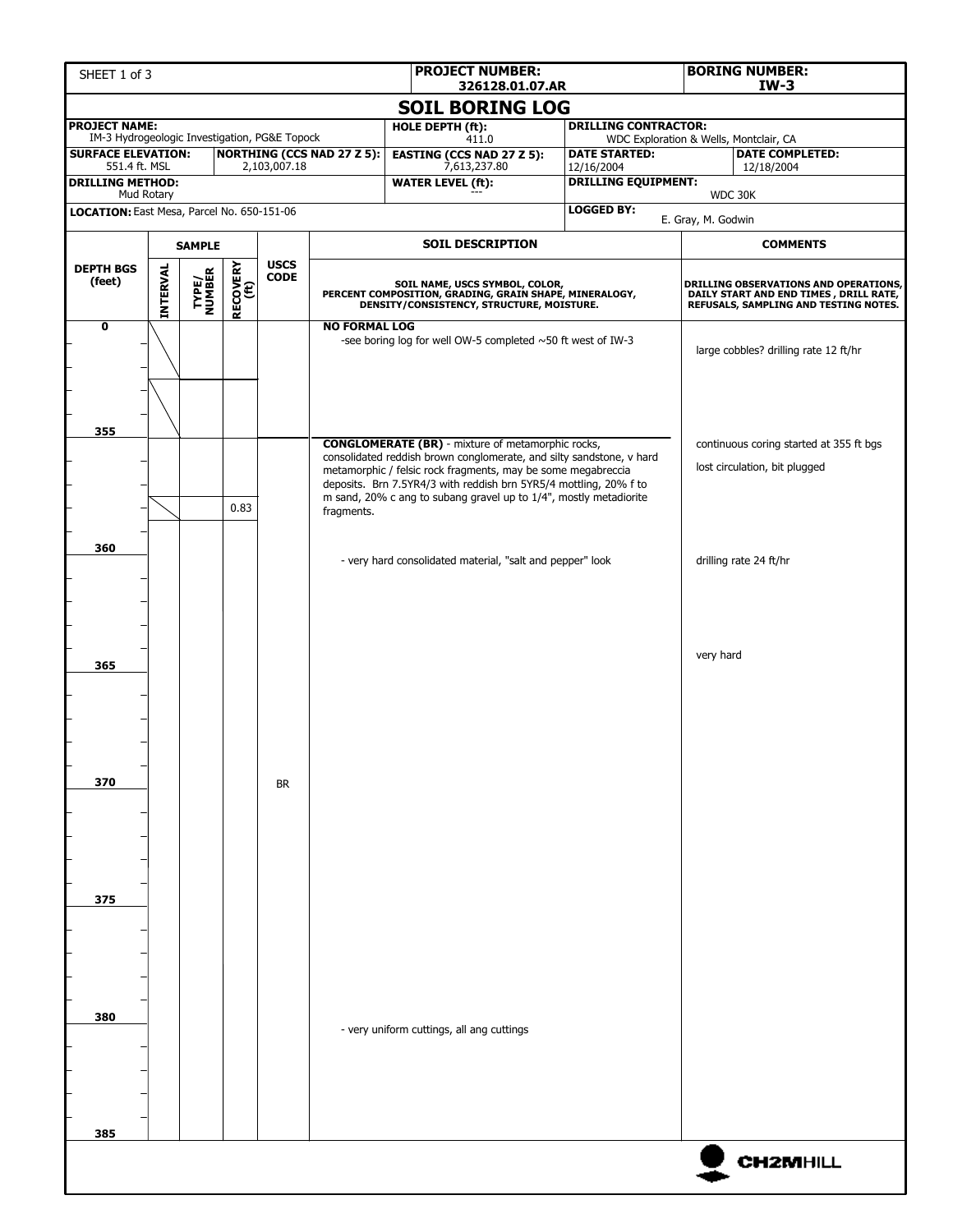| SHEET 1 of 3 | PROJECT NUMBER: 326128.01.07.AR | BORING NUMBER: IW-3 |
|---|---|---|

## SOIL BORING LOG

| | | | |
|---|---|---|---|
| **PROJECT NAME:** IM-3 Hydrogeologic Investigation, PG&E Topock | | **HOLE DEPTH (ft):** 411.0 | **DRILLING CONTRACTOR:** WDC Exploration & Wells, Montclair, CA |
| **SURFACE ELEVATION:** 551.4 ft. MSL | **NORTHING (CCS NAD 27 Z 5):** 2,103,007.18 | **EASTING (CCS NAD 27 Z 5):** 7,613,237.80 | **DATE STARTED:** 12/16/2004 / **DATE COMPLETED:** 12/18/2004 |
| **DRILLING METHOD:** Mud Rotary | | **WATER LEVEL (ft):** --- | **DRILLING EQUIPMENT:** WDC 30K |
| **LOCATION:** East Mesa, Parcel No. 650-151-06 | | | **LOGGED BY:** E. Gray, M. Godwin |

| DEPTH BGS (feet) | SAMPLE INTERVAL | SAMPLE TYPE/ NUMBER | SAMPLE RECOVERY (ft) | USCS CODE | SOIL DESCRIPTION (SOIL NAME, USCS SYMBOL, COLOR, PERCENT COMPOSITION, GRADING, GRAIN SHAPE, MINERALOGY, DENSITY/CONSISTENCY, STRUCTURE, MOISTURE.) | COMMENTS (DRILLING OBSERVATIONS AND OPERATIONS, DAILY START AND END TIMES, DRILL RATE, REFUSALS, SAMPLING AND TESTING NOTES.) |
|---|---|---|---|---|---|---|
| 0 | | | | | **NO FORMAL LOG** -see boring log for well OW-5 completed ~50 ft west of IW-3 | large cobbles? drilling rate 12 ft/hr |
| 355 | | | | | **CONGLOMERATE (BR)** - mixture of metamorphic rocks, consolidated reddish brown conglomerate, and silty sandstone, v hard metamorphic / felsic rock fragments, may be some megabreccia deposits. Brn 7.5YR4/3 with reddish brn 5YR5/4 mottling, 20% f to m sand, 20% c ang to subang gravel up to 1/4", mostly metadiorite fragments. | continuous coring started at 355 ft bgs<br>lost circulation, bit plugged |
| | | | 0.83 | | | |
| 360 | | | | | - very hard consolidated material, "salt and pepper" look | drilling rate 24 ft/hr |
| 365 | | | | | | very hard |
| 370 | | | | BR | | |
| 375 | | | | | | |
| 380 | | | | | - very uniform cuttings, all ang cuttings | |
| 385 | | | | | | |

CH2MHILL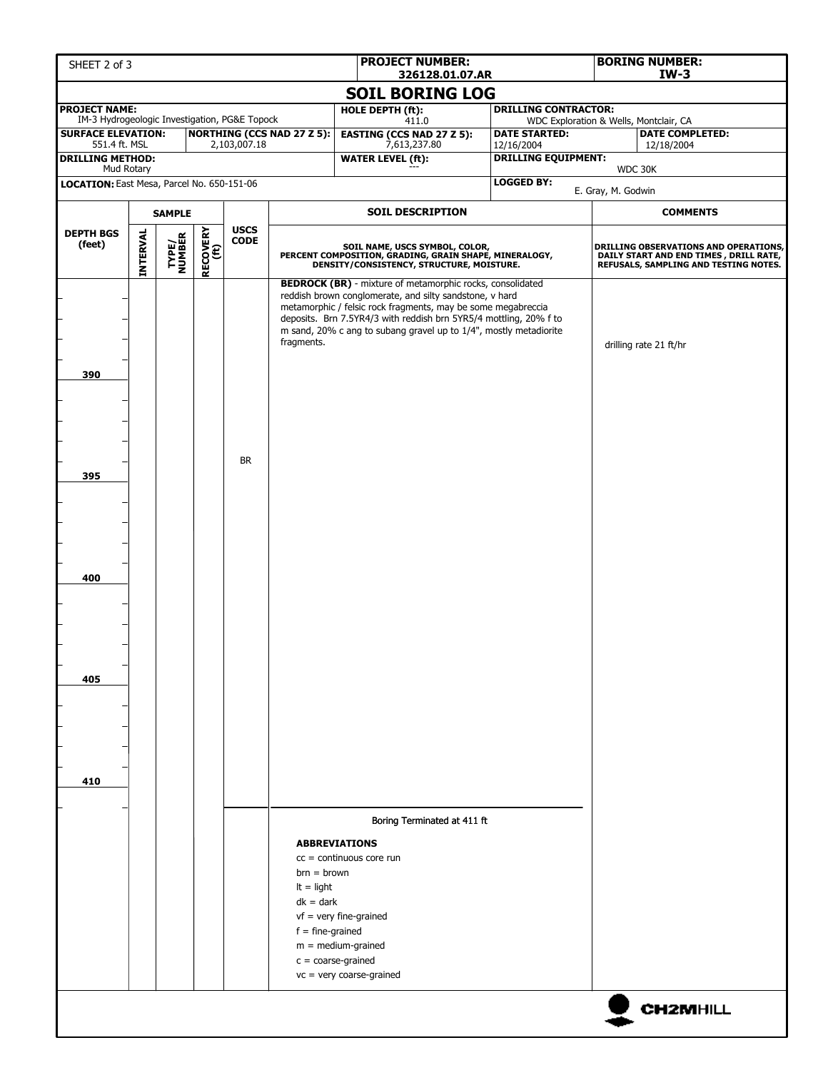SHEET 2 of 3

| PROJECT NUMBER: | BORING NUMBER: |
| --- | --- |
| 326128.01.07.AR | IW-3 |

# SOIL BORING LOG

| | | | |
| --- | --- | --- | --- |
| **PROJECT NAME:** IM-3 Hydrogeologic Investigation, PG&E Topock | **HOLE DEPTH (ft):** 411.0 | **DRILLING CONTRACTOR:** WDC Exploration & Wells, Montclair, CA | |
| **SURFACE ELEVATION:** 551.4 ft. MSL / **NORTHING (CCS NAD 27 Z 5):** 2,103,007.18 | **EASTING (CCS NAD 27 Z 5):** 7,613,237.80 | **DATE STARTED:** 12/16/2004 | **DATE COMPLETED:** 12/18/2004 |
| **DRILLING METHOD:** Mud Rotary | **WATER LEVEL (ft):** --- | **DRILLING EQUIPMENT:** WDC 30K | |
| **LOCATION:** East Mesa, Parcel No. 650-151-06 | | **LOGGED BY:** E. Gray, M. Godwin | |

| DEPTH BGS (feet) | SAMPLE INTERVAL | SAMPLE TYPE/ NUMBER | SAMPLE RECOVERY (ft) | USCS CODE | SOIL DESCRIPTION: SOIL NAME, USCS SYMBOL, COLOR, PERCENT COMPOSITION, GRADING, GRAIN SHAPE, MINERALOGY, DENSITY/CONSISTENCY, STRUCTURE, MOISTURE. | COMMENTS: DRILLING OBSERVATIONS AND OPERATIONS, DAILY START AND END TIMES , DRILL RATE, REFUSALS, SAMPLING AND TESTING NOTES. |
| --- | --- | --- | --- | --- | --- | --- |
| | | | | | **BEDROCK (BR)** - mixture of metamorphic rocks, consolidated reddish brown conglomerate, and silty sandstone, v hard metamorphic / felsic rock fragments, may be some megabreccia deposits. Brn 7.5YR4/3 with reddish brn 5YR5/4 mottling, 20% f to m sand, 20% c ang to subang gravel up to 1/4", mostly metadiorite fragments. | drilling rate 21 ft/hr |
| 390 | | | | | | |
| 395 | | | | BR | | |
| 400 | | | | | | |
| 405 | | | | | | |
| 410 | | | | | | |
| | | | | | Boring Terminated at 411 ft | |

**ABBREVIATIONS**

cc = continuous core run
brn = brown
lt = light
dk = dark
vf = very fine-grained
f = fine-grained
m = medium-grained
c = coarse-grained
vc = very coarse-grained

CH2MHILL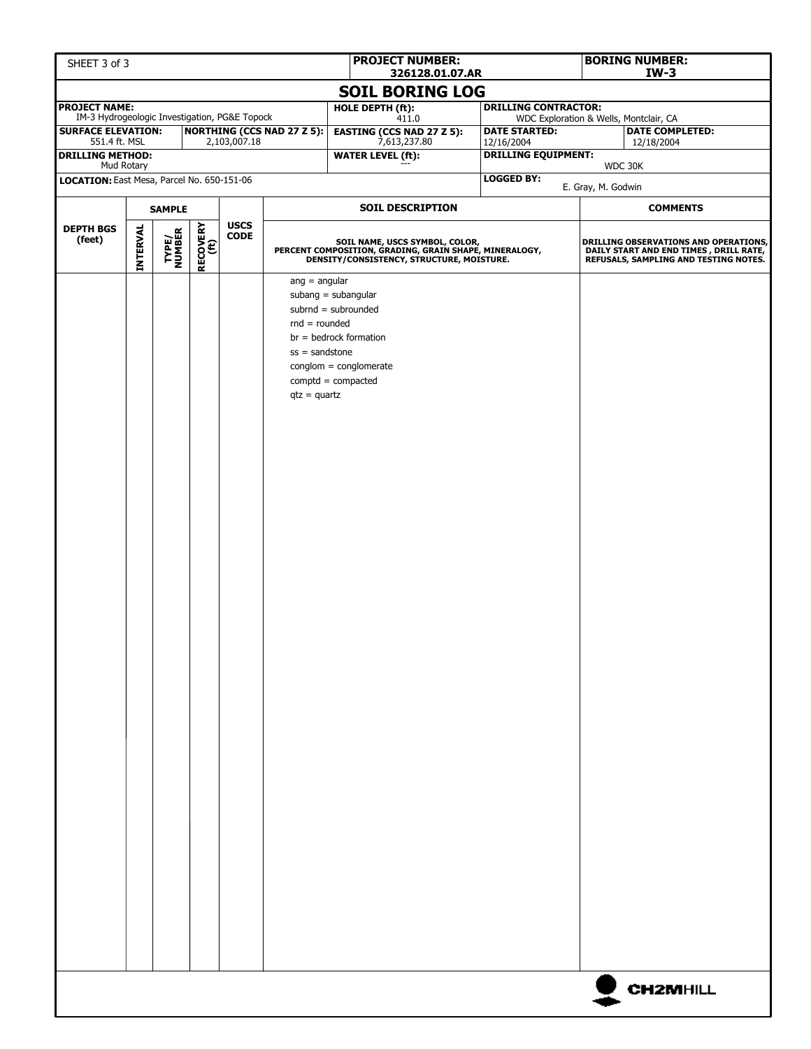| SHEET 3 of 3 | PROJECT NUMBER: 326128.01.07.AR | BORING NUMBER: IW-3 |
|---|---|---|

# SOIL BORING LOG

| | | | |
|---|---|---|---|
| **PROJECT NAME:** IM-3 Hydrogeologic Investigation, PG&E Topock | **HOLE DEPTH (ft):** 411.0 | **DRILLING CONTRACTOR:** WDC Exploration & Wells, Montclair, CA | |
| **SURFACE ELEVATION:** 551.4 ft. MSL / **NORTHING (CCS NAD 27 Z 5):** 2,103,007.18 | **EASTING (CCS NAD 27 Z 5):** 7,613,237.80 | **DATE STARTED:** 12/16/2004 | **DATE COMPLETED:** 12/18/2004 |
| **DRILLING METHOD:** Mud Rotary | **WATER LEVEL (ft):** --- | **DRILLING EQUIPMENT:** WDC 30K | |
| **LOCATION:** East Mesa, Parcel No. 650-151-06 | | **LOGGED BY:** E. Gray, M. Godwin | |

| DEPTH BGS (feet) | SAMPLE | | | USCS CODE | SOIL DESCRIPTION | COMMENTS |
|---|---|---|---|---|---|---|
| | INTERVAL | TYPE/ NUMBER | RECOVERY (ft) | | SOIL NAME, USCS SYMBOL, COLOR, PERCENT COMPOSITION, GRADING, GRAIN SHAPE, MINERALOGY, DENSITY/CONSISTENCY, STRUCTURE, MOISTURE. | DRILLING OBSERVATIONS AND OPERATIONS, DAILY START AND END TIMES , DRILL RATE, REFUSALS, SAMPLING AND TESTING NOTES. |
| | | | | | ang = angular<br>subang = subangular<br>subrnd = subrounded<br>rnd = rounded<br>br = bedrock formation<br>ss = sandstone<br>conglom = conglomerate<br>comptd = compacted<br>qtz = quartz | |

CH2MHILL